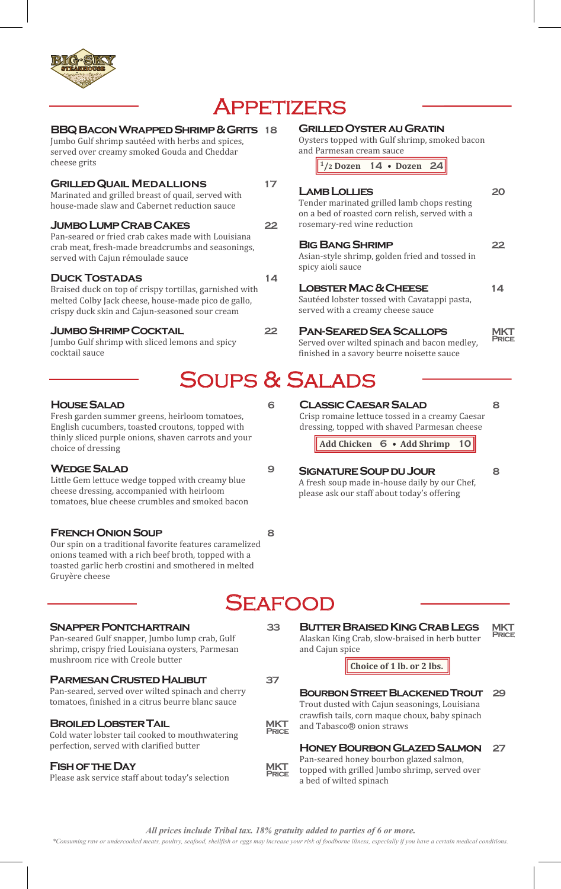# Appetizers

### BBQ Bacon Wrapped Shrimp & Grits — 18
Jumbo Gulf shrimp sautéed with herbs and spices, served over creamy smoked Gouda and Cheddar cheese grits

### Grilled Quail Medallions — 17
Marinated and grilled breast of quail, served with house-made slaw and Cabernet reduction sauce

### Jumbo Lump Crab Cakes — 22
Pan-seared or fried crab cakes made with Louisiana crab meat, fresh-made breadcrumbs and seasonings, served with Cajun rémoulade sauce

### Duck Tostadas — 14
Braised duck on top of crispy tortillas, garnished with melted Colby Jack cheese, house-made pico de gallo, crispy duck skin and Cajun-seasoned sour cream

### Jumbo Shrimp Cocktail — 22
Jumbo Gulf shrimp with sliced lemons and spicy cocktail sauce

### Grilled Oyster au Gratin
Oysters topped with Gulf shrimp, smoked bacon and Parmesan cream sauce

1/2 Dozen 14 • Dozen 24

### Lamb Lollies — 20
Tender marinated grilled lamb chops resting on a bed of roasted corn relish, served with a rosemary-red wine reduction

### Big Bang Shrimp — 22
Asian-style shrimp, golden fried and tossed in spicy aioli sauce

### Lobster Mac & Cheese — 14
Sautéed lobster tossed with Cavatappi pasta, served with a creamy cheese sauce

### Pan-Seared Sea Scallops — MKT Price
Served over wilted spinach and bacon medley, finished in a savory beurre noisette sauce

# Soups & Salads

### House Salad — 6
Fresh garden summer greens, heirloom tomatoes, English cucumbers, toasted croutons, topped with thinly sliced purple onions, shaven carrots and your choice of dressing

### Wedge Salad — 9
Little Gem lettuce wedge topped with creamy blue cheese dressing, accompanied with heirloom tomatoes, blue cheese crumbles and smoked bacon

### French Onion Soup — 8
Our spin on a traditional favorite features caramelized onions teamed with a rich beef broth, topped with a toasted garlic herb crostini and smothered in melted Gruyère cheese

### Classic Caesar Salad — 8
Crisp romaine lettuce tossed in a creamy Caesar dressing, topped with shaved Parmesan cheese

Add Chicken 6 • Add Shrimp 10

### Signature Soup du Jour — 8
A fresh soup made in-house daily by our Chef, please ask our staff about today's offering

# Seafood

### Snapper Pontchartrain — 33
Pan-seared Gulf snapper, Jumbo lump crab, Gulf shrimp, crispy fried Louisiana oysters, Parmesan mushroom rice with Creole butter

### Parmesan Crusted Halibut — 37
Pan-seared, served over wilted spinach and cherry tomatoes, finished in a citrus beurre blanc sauce

### Broiled Lobster Tail — MKT Price
Cold water lobster tail cooked to mouthwatering perfection, served with clarified butter

### Fish of the Day — MKT Price
Please ask service staff about today's selection

### Butter Braised King Crab Legs — MKT Price
Alaskan King Crab, slow-braised in herb butter and Cajun spice

Choice of 1 lb. or 2 lbs.

### Bourbon Street Blackened Trout — 29
Trout dusted with Cajun seasonings, Louisiana crawfish tails, corn maque choux, baby spinach and Tabasco® onion straws

### Honey Bourbon Glazed Salmon — 27
Pan-seared honey bourbon glazed salmon, topped with grilled Jumbo shrimp, served over a bed of wilted spinach

*All prices include Tribal tax. 18% gratuity added to parties of 6 or more.*

*\*Consuming raw or undercooked meats, poultry, seafood, shellfish or eggs may increase your risk of foodborne illness, especially if you have a certain medical conditions.*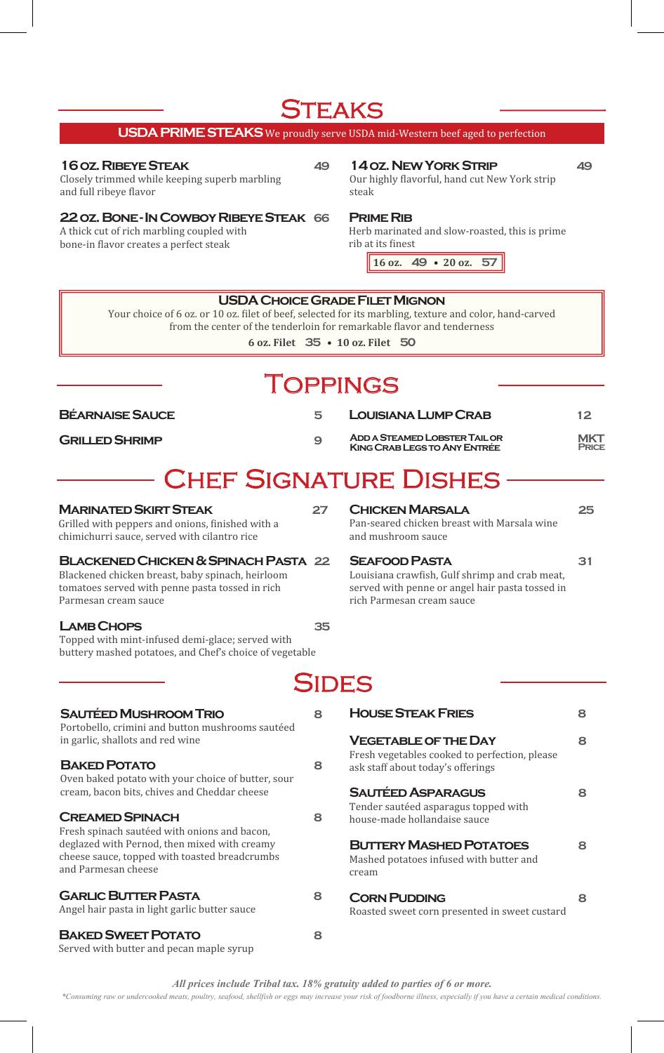# Steaks

**USDA PRIME STEAKS** We proudly serve USDA mid-Western beef aged to perfection

### 16 oz. Ribeye Steak — 49
Closely trimmed while keeping superb marbling and full ribeye flavor

### 22 oz. Bone-In Cowboy Ribeye Steak — 66
A thick cut of rich marbling coupled with bone-in flavor creates a perfect steak

### 14 oz. New York Strip — 49
Our highly flavorful, hand cut New York strip steak

### Prime Rib
Herb marinated and slow-roasted, this is prime rib at its finest

16 oz. 49 • 20 oz. 57

### USDA Choice Grade Filet Mignon
Your choice of 6 oz. or 10 oz. filet of beef, selected for its marbling, texture and color, hand-carved from the center of the tenderloin for remarkable flavor and tenderness

6 oz. Filet 35 • 10 oz. Filet 50

# Toppings

- **Béarnaise Sauce** — 5
- **Grilled Shrimp** — 9
- **Louisiana Lump Crab** — 12
- **Add a Steamed Lobster Tail or King Crab Legs to any Entrée** — MKT Price

# Chef Signature Dishes

### Marinated Skirt Steak — 27
Grilled with peppers and onions, finished with a chimichurri sauce, served with cilantro rice

### Blackened Chicken & Spinach Pasta — 22
Blackened chicken breast, baby spinach, heirloom tomatoes served with penne pasta tossed in rich Parmesan cream sauce

### Lamb Chops — 35
Topped with mint-infused demi-glace; served with buttery mashed potatoes, and Chef's choice of vegetable

### Chicken Marsala — 25
Pan-seared chicken breast with Marsala wine and mushroom sauce

### Seafood Pasta — 31
Louisiana crawfish, Gulf shrimp and crab meat, served with penne or angel hair pasta tossed in rich Parmesan cream sauce

# Sides

### Sautéed Mushroom Trio — 8
Portobello, crimini and button mushrooms sautéed in garlic, shallots and red wine

### Baked Potato — 8
Oven baked potato with your choice of butter, sour cream, bacon bits, chives and Cheddar cheese

### Creamed Spinach — 8
Fresh spinach sautéed with onions and bacon, deglazed with Pernod, then mixed with creamy cheese sauce, topped with toasted breadcrumbs and Parmesan cheese

### Garlic Butter Pasta — 8
Angel hair pasta in light garlic butter sauce

### Baked Sweet Potato — 8
Served with butter and pecan maple syrup

### House Steak Fries — 8

### Vegetable of the Day — 8
Fresh vegetables cooked to perfection, please ask staff about today's offerings

### Sautéed Asparagus — 8
Tender sautéed asparagus topped with house-made hollandaise sauce

### Buttery Mashed Potatoes — 8
Mashed potatoes infused with butter and cream

### Corn Pudding — 8
Roasted sweet corn presented in sweet custard

*All prices include Tribal tax. 18% gratuity added to parties of 6 or more.*

*\*Consuming raw or undercooked meats, poultry, seafood, shellfish or eggs may increase your risk of foodborne illness, especially if you have a certain medical conditions.*